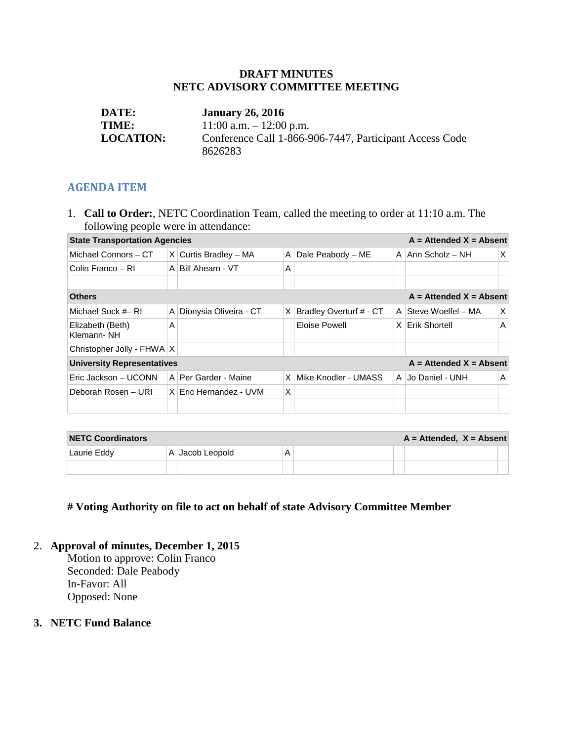**DRAFT MINUTES**
**NETC ADVISORY COMMITTEE MEETING**

| | |
|---|---|
| **DATE:** | **January 26, 2016** |
| **TIME:** | 11:00 a.m. – 12:00 p.m. |
| **LOCATION:** | Conference Call 1-866-906-7447, Participant Access Code 8626283 |

## AGENDA ITEM

1. **Call to Order:**, NETC Coordination Team, called the meeting to order at 11:10 a.m. The following people were in attendance:

| **State Transportation Agencies** | | | | | | **A = Attended X = Absent** | |
|---|---|---|---|---|---|---|---|
| Michael Connors – CT | X | Curtis Bradley – MA | A | Dale Peabody – ME | A | Ann Scholz – NH | X |
| Colin Franco – RI | A | Bill Ahearn - VT | A | | | | |
| | | | | | | | |
| **Others** | | | | | | **A = Attended X = Absent** | |
| Michael Sock #– RI | A | Dionysia Oliveira - CT | X | Bradley Overturf # - CT | A | Steve Woelfel – MA | X |
| Elizabeth (Beth) Klemann- NH | A | | | Eloise Powell | X | Erik Shortell | A |
| Christopher Jolly - FHWA | X | | | | | | |
| **University Representatives** | | | | | | **A = Attended X = Absent** | |
| Eric Jackson – UCONN | A | Per Garder - Maine | X | Mike Knodler - UMASS | A | Jo Daniel - UNH | A |
| Deborah Rosen – URI | X | Eric Hernandez - UVM | X | | | | |
| | | | | | | | |

| **NETC Coordinators** | | | | | | **A = Attended, X = Absent** | |
|---|---|---|---|---|---|---|---|
| Laurie Eddy | A | Jacob Leopold | A | | | | |
| | | | | | | | |

**# Voting Authority on file to act on behalf of state Advisory Committee Member**

2. **Approval of minutes, December 1, 2015**
   Motion to approve: Colin Franco
   Seconded: Dale Peabody
   In-Favor: All
   Opposed: None

3. **NETC Fund Balance**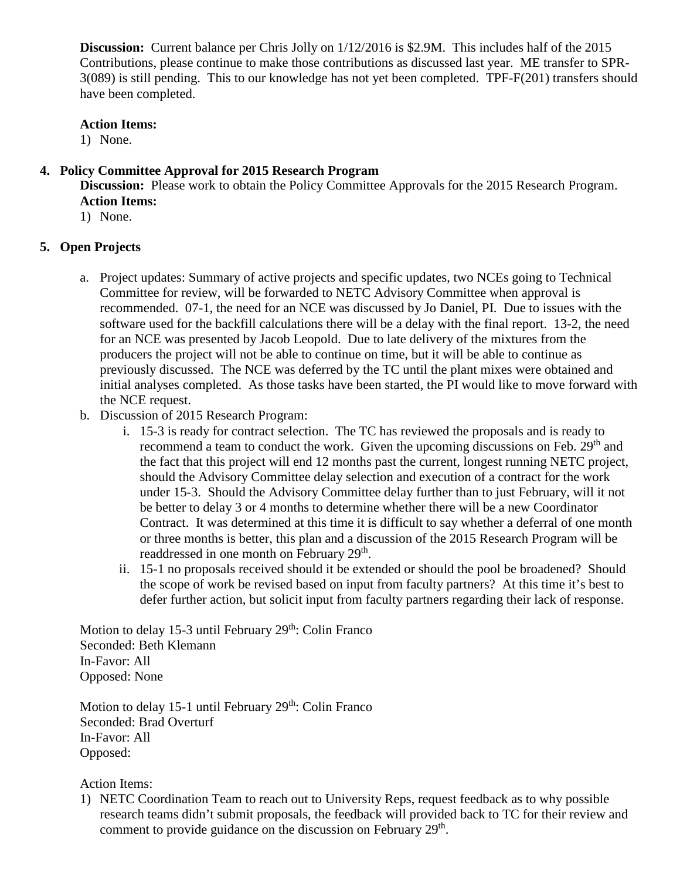**Discussion:** Current balance per Chris Jolly on 1/12/2016 is \$2.9M. This includes half of the 2015 Contributions, please continue to make those contributions as discussed last year. ME transfer to SPR-3(089) is still pending. This to our knowledge has not yet been completed. TPF-F(201) transfers should have been completed.

**Action Items:**

1) None.

## 4. Policy Committee Approval for 2015 Research Program

**Discussion:** Please work to obtain the Policy Committee Approvals for the 2015 Research Program.
**Action Items:**

1) None.

## 5. Open Projects

a. Project updates: Summary of active projects and specific updates, two NCEs going to Technical Committee for review, will be forwarded to NETC Advisory Committee when approval is recommended. 07-1, the need for an NCE was discussed by Jo Daniel, PI. Due to issues with the software used for the backfill calculations there will be a delay with the final report. 13-2, the need for an NCE was presented by Jacob Leopold. Due to late delivery of the mixtures from the producers the project will not be able to continue on time, but it will be able to continue as previously discussed. The NCE was deferred by the TC until the plant mixes were obtained and initial analyses completed. As those tasks have been started, the PI would like to move forward with the NCE request.

b. Discussion of 2015 Research Program:

   i. 15-3 is ready for contract selection. The TC has reviewed the proposals and is ready to recommend a team to conduct the work. Given the upcoming discussions on Feb. 29th and the fact that this project will end 12 months past the current, longest running NETC project, should the Advisory Committee delay selection and execution of a contract for the work under 15-3. Should the Advisory Committee delay further than to just February, will it not be better to delay 3 or 4 months to determine whether there will be a new Coordinator Contract. It was determined at this time it is difficult to say whether a deferral of one month or three months is better, this plan and a discussion of the 2015 Research Program will be readdressed in one month on February 29th.

   ii. 15-1 no proposals received should it be extended or should the pool be broadened? Should the scope of work be revised based on input from faculty partners? At this time it's best to defer further action, but solicit input from faculty partners regarding their lack of response.

Motion to delay 15-3 until February 29th: Colin Franco
Seconded: Beth Klemann
In-Favor: All
Opposed: None

Motion to delay 15-1 until February 29th: Colin Franco
Seconded: Brad Overturf
In-Favor: All
Opposed:

Action Items:

1) NETC Coordination Team to reach out to University Reps, request feedback as to why possible research teams didn't submit proposals, the feedback will provided back to TC for their review and comment to provide guidance on the discussion on February 29th.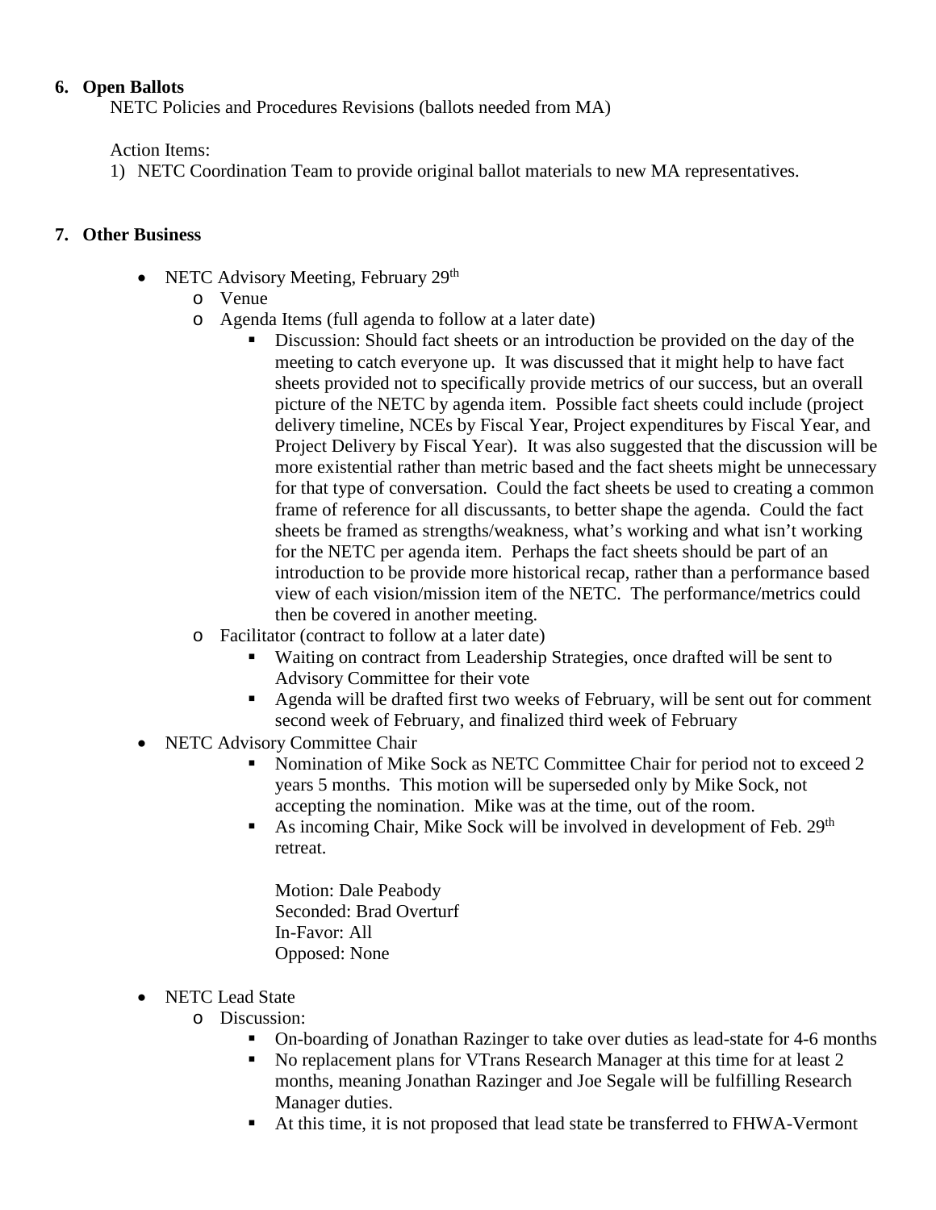## 6. Open Ballots

NETC Policies and Procedures Revisions (ballots needed from MA)

Action Items:

1) NETC Coordination Team to provide original ballot materials to new MA representatives.

## 7. Other Business

- NETC Advisory Meeting, February 29th
  - Venue
  - Agenda Items (full agenda to follow at a later date)
    - Discussion: Should fact sheets or an introduction be provided on the day of the meeting to catch everyone up. It was discussed that it might help to have fact sheets provided not to specifically provide metrics of our success, but an overall picture of the NETC by agenda item. Possible fact sheets could include (project delivery timeline, NCEs by Fiscal Year, Project expenditures by Fiscal Year, and Project Delivery by Fiscal Year). It was also suggested that the discussion will be more existential rather than metric based and the fact sheets might be unnecessary for that type of conversation. Could the fact sheets be used to creating a common frame of reference for all discussants, to better shape the agenda. Could the fact sheets be framed as strengths/weakness, what's working and what isn't working for the NETC per agenda item. Perhaps the fact sheets should be part of an introduction to be provide more historical recap, rather than a performance based view of each vision/mission item of the NETC. The performance/metrics could then be covered in another meeting.
  - Facilitator (contract to follow at a later date)
    - Waiting on contract from Leadership Strategies, once drafted will be sent to Advisory Committee for their vote
    - Agenda will be drafted first two weeks of February, will be sent out for comment second week of February, and finalized third week of February
- NETC Advisory Committee Chair
    - Nomination of Mike Sock as NETC Committee Chair for period not to exceed 2 years 5 months. This motion will be superseded only by Mike Sock, not accepting the nomination. Mike was at the time, out of the room.
    - As incoming Chair, Mike Sock will be involved in development of Feb. 29th retreat.

      Motion: Dale Peabody
      Seconded: Brad Overturf
      In-Favor: All
      Opposed: None

- NETC Lead State
  - Discussion:
    - On-boarding of Jonathan Razinger to take over duties as lead-state for 4-6 months
    - No replacement plans for VTrans Research Manager at this time for at least 2 months, meaning Jonathan Razinger and Joe Segale will be fulfilling Research Manager duties.
    - At this time, it is not proposed that lead state be transferred to FHWA-Vermont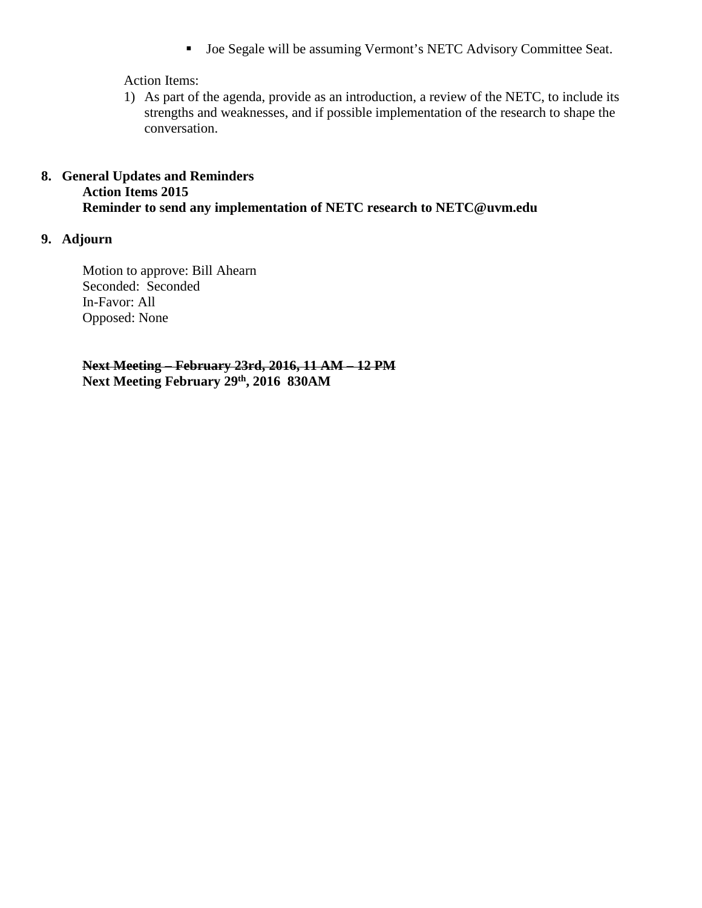- Joe Segale will be assuming Vermont's NETC Advisory Committee Seat.

Action Items:

1) As part of the agenda, provide as an introduction, a review of the NETC, to include its strengths and weaknesses, and if possible implementation of the research to shape the conversation.

**8. General Updates and Reminders**

**Action Items 2015**

**Reminder to send any implementation of NETC research to NETC@uvm.edu**

**9. Adjourn**

Motion to approve: Bill Ahearn
Seconded: Seconded
In-Favor: All
Opposed: None

**~~Next Meeting – February 23rd, 2016, 11 AM – 12 PM~~**
**Next Meeting February 29th, 2016 830AM**